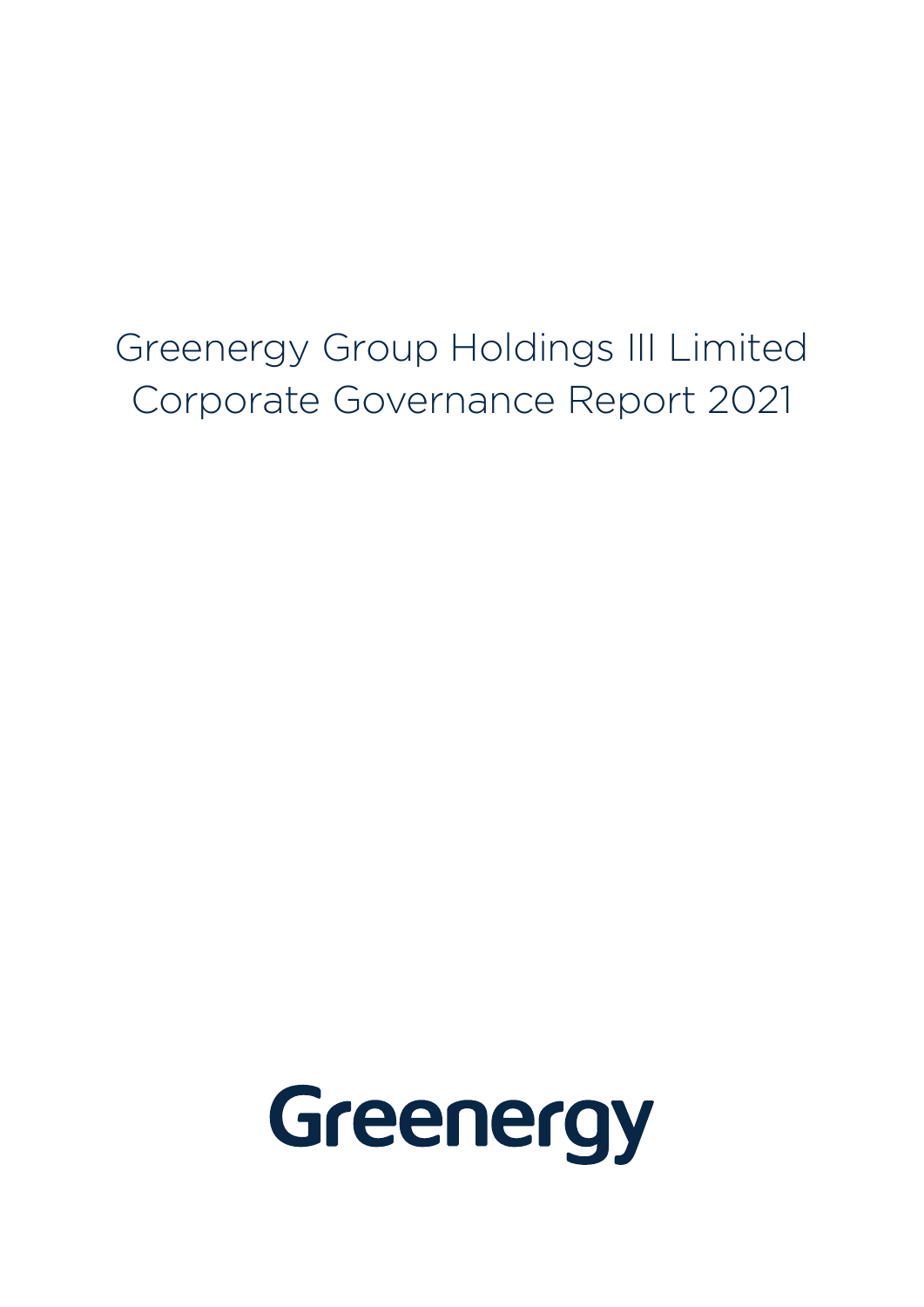# Greenergy Group Holdings III Limited
# Corporate Governance Report 2021

Greenergy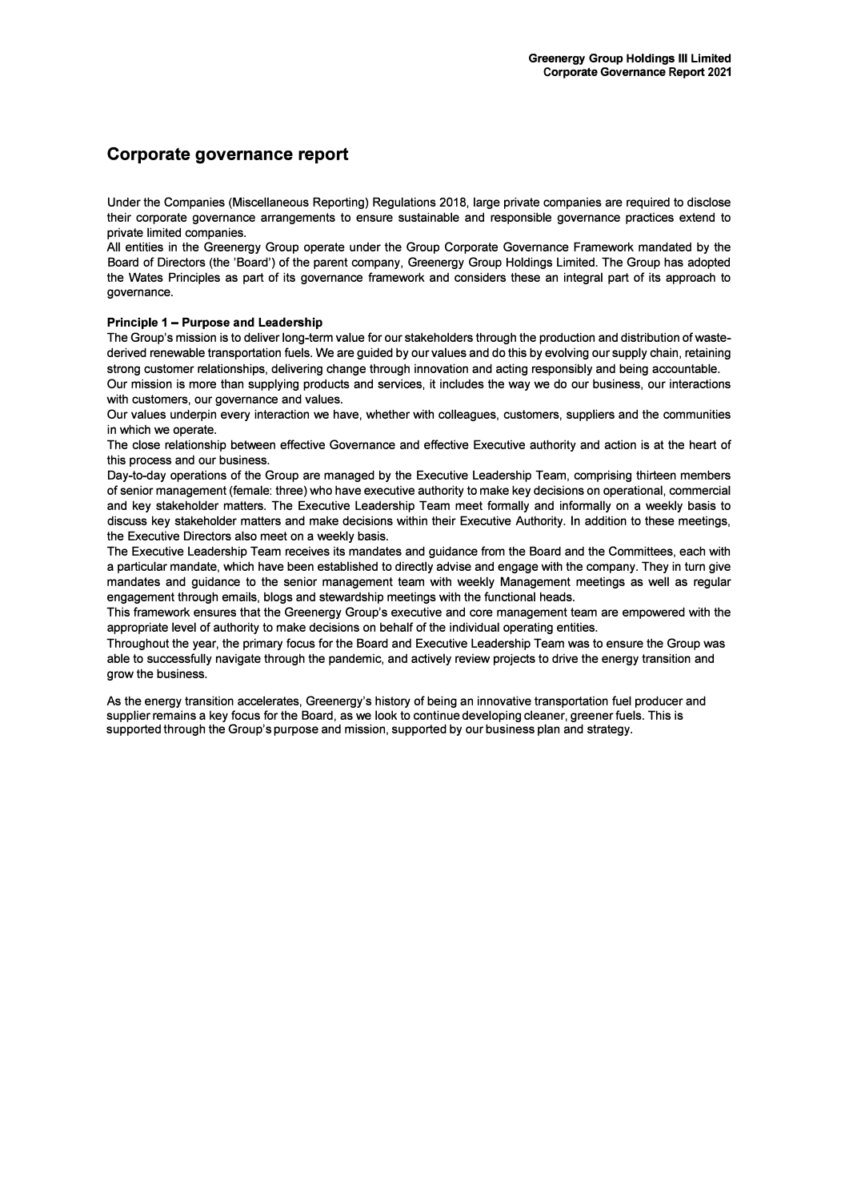# Corporate governance report

Under the Companies (Miscellaneous Reporting) Regulations 2018, large private companies are required to disclose their corporate governance arrangements to ensure sustainable and responsible governance practices extend to private limited companies.

All entities in the Greenergy Group operate under the Group Corporate Governance Framework mandated by the Board of Directors (the 'Board') of the parent company, Greenergy Group Holdings Limited. The Group has adopted the Wates Principles as part of its governance framework and considers these an integral part of its approach to governance.

**Principle 1 – Purpose and Leadership**

The Group's mission is to deliver long-term value for our stakeholders through the production and distribution of waste-derived renewable transportation fuels. We are guided by our values and do this by evolving our supply chain, retaining strong customer relationships, delivering change through innovation and acting responsibly and being accountable.

Our mission is more than supplying products and services, it includes the way we do our business, our interactions with customers, our governance and values.

Our values underpin every interaction we have, whether with colleagues, customers, suppliers and the communities in which we operate.

The close relationship between effective Governance and effective Executive authority and action is at the heart of this process and our business.

Day-to-day operations of the Group are managed by the Executive Leadership Team, comprising thirteen members of senior management (female: three) who have executive authority to make key decisions on operational, commercial and key stakeholder matters. The Executive Leadership Team meet formally and informally on a weekly basis to discuss key stakeholder matters and make decisions within their Executive Authority. In addition to these meetings, the Executive Directors also meet on a weekly basis.

The Executive Leadership Team receives its mandates and guidance from the Board and the Committees, each with a particular mandate, which have been established to directly advise and engage with the company. They in turn give mandates and guidance to the senior management team with weekly Management meetings as well as regular engagement through emails, blogs and stewardship meetings with the functional heads.

This framework ensures that the Greenergy Group's executive and core management team are empowered with the appropriate level of authority to make decisions on behalf of the individual operating entities.

Throughout the year, the primary focus for the Board and Executive Leadership Team was to ensure the Group was able to successfully navigate through the pandemic, and actively review projects to drive the energy transition and grow the business.

As the energy transition accelerates, Greenergy's history of being an innovative transportation fuel producer and supplier remains a key focus for the Board, as we look to continue developing cleaner, greener fuels. This is supported through the Group's purpose and mission, supported by our business plan and strategy.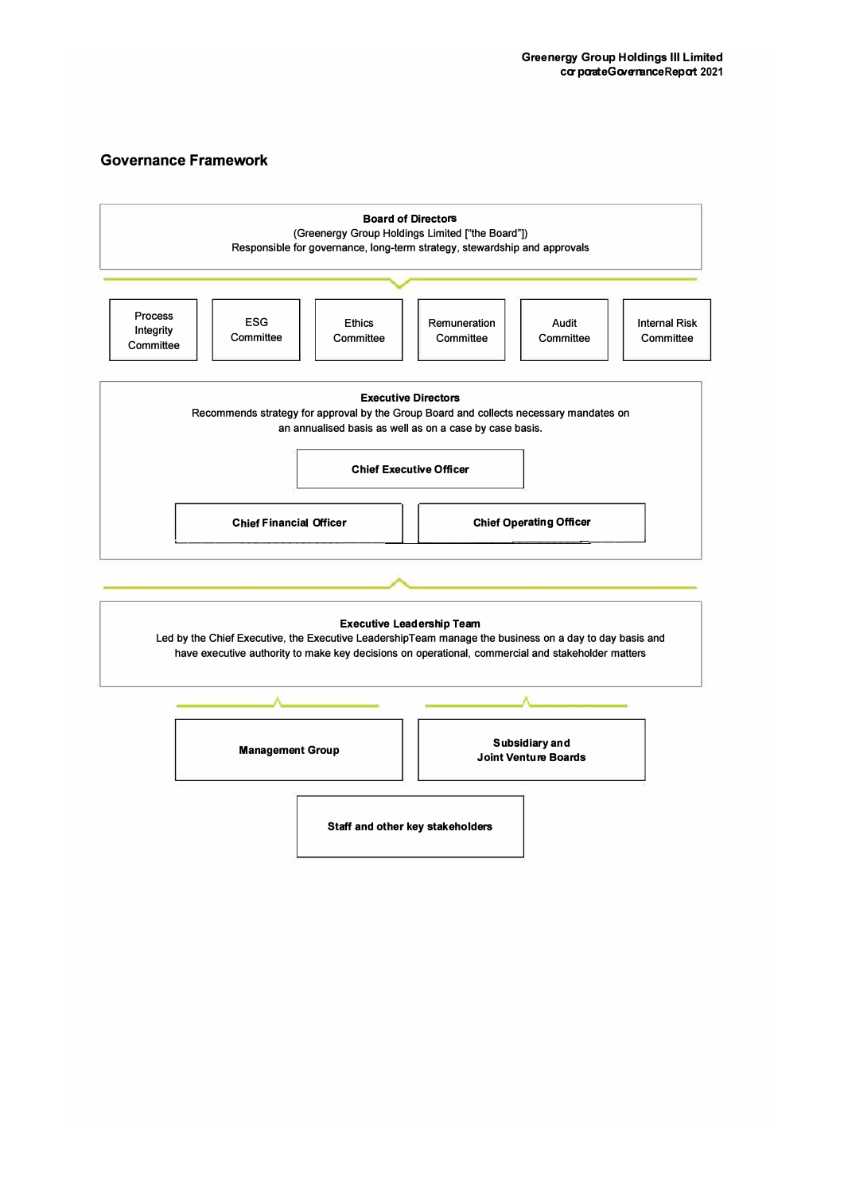## Governance Framework

**Board of Directors**
(Greenergy Group Holdings Limited ["the Board"])
Responsible for governance, long-term strategy, stewardship and approvals

- Process Integrity Committee
- ESG Committee
- Ethics Committee
- Remuneration Committee
- Audit Committee
- Internal Risk Committee

**Executive Directors**
Recommends strategy for approval by the Group Board and collects necessary mandates on an annualised basis as well as on a case by case basis.

- **Chief Executive Officer**
- **Chief Financial Officer**
- **Chief Operating Officer**

**Executive Leadership Team**
Led by the Chief Executive, the Executive LeadershipTeam manage the business on a day to day basis and have executive authority to make key decisions on operational, commercial and stakeholder matters

- **Management Group**
- **Subsidiary and Joint Venture Boards**

**Staff and other key stakeholders**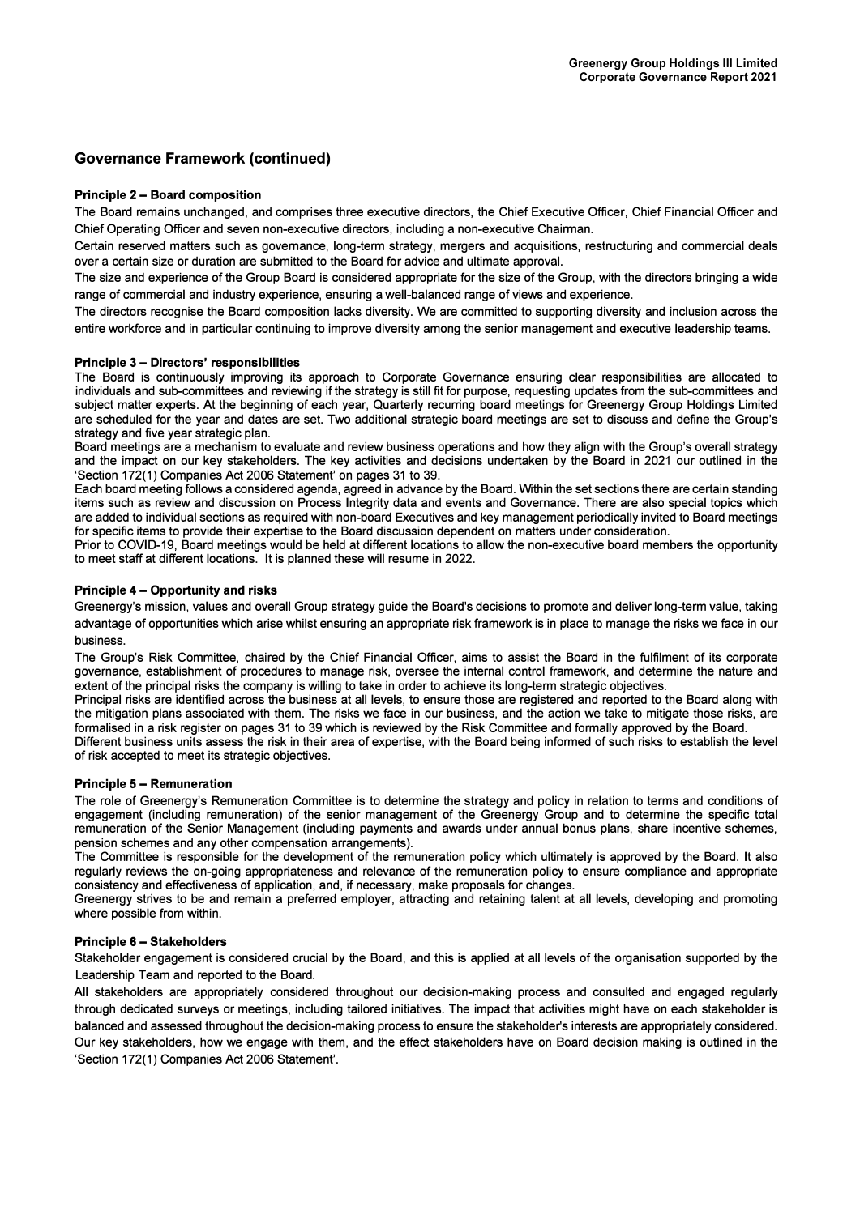## Governance Framework (continued)

### Principle 2 – Board composition

The Board remains unchanged, and comprises three executive directors, the Chief Executive Officer, Chief Financial Officer and Chief Operating Officer and seven non-executive directors, including a non-executive Chairman.

Certain reserved matters such as governance, long-term strategy, mergers and acquisitions, restructuring and commercial deals over a certain size or duration are submitted to the Board for advice and ultimate approval.

The size and experience of the Group Board is considered appropriate for the size of the Group, with the directors bringing a wide range of commercial and industry experience, ensuring a well-balanced range of views and experience.

The directors recognise the Board composition lacks diversity. We are committed to supporting diversity and inclusion across the entire workforce and in particular continuing to improve diversity among the senior management and executive leadership teams.

### Principle 3 – Directors' responsibilities

The Board is continuously improving its approach to Corporate Governance ensuring clear responsibilities are allocated to individuals and sub-committees and reviewing if the strategy is still fit for purpose, requesting updates from the sub-committees and subject matter experts. At the beginning of each year, Quarterly recurring board meetings for Greenergy Group Holdings Limited are scheduled for the year and dates are set. Two additional strategic board meetings are set to discuss and define the Group's strategy and five year strategic plan.

Board meetings are a mechanism to evaluate and review business operations and how they align with the Group's overall strategy and the impact on our key stakeholders. The key activities and decisions undertaken by the Board in 2021 our outlined in the 'Section 172(1) Companies Act 2006 Statement' on pages 31 to 39.

Each board meeting follows a considered agenda, agreed in advance by the Board. Within the set sections there are certain standing items such as review and discussion on Process Integrity data and events and Governance. There are also special topics which are added to individual sections as required with non-board Executives and key management periodically invited to Board meetings for specific items to provide their expertise to the Board discussion dependent on matters under consideration.

Prior to COVID-19, Board meetings would be held at different locations to allow the non-executive board members the opportunity to meet staff at different locations. It is planned these will resume in 2022.

### Principle 4 – Opportunity and risks

Greenergy's mission, values and overall Group strategy guide the Board's decisions to promote and deliver long-term value, taking advantage of opportunities which arise whilst ensuring an appropriate risk framework is in place to manage the risks we face in our business.

The Group's Risk Committee, chaired by the Chief Financial Officer, aims to assist the Board in the fulfilment of its corporate governance, establishment of procedures to manage risk, oversee the internal control framework, and determine the nature and extent of the principal risks the company is willing to take in order to achieve its long-term strategic objectives.

Principal risks are identified across the business at all levels, to ensure those are registered and reported to the Board along with the mitigation plans associated with them. The risks we face in our business, and the action we take to mitigate those risks, are formalised in a risk register on pages 31 to 39 which is reviewed by the Risk Committee and formally approved by the Board.

Different business units assess the risk in their area of expertise, with the Board being informed of such risks to establish the level of risk accepted to meet its strategic objectives.

### Principle 5 – Remuneration

The role of Greenergy's Remuneration Committee is to determine the strategy and policy in relation to terms and conditions of engagement (including remuneration) of the senior management of the Greenergy Group and to determine the specific total remuneration of the Senior Management (including payments and awards under annual bonus plans, share incentive schemes, pension schemes and any other compensation arrangements).

The Committee is responsible for the development of the remuneration policy which ultimately is approved by the Board. It also regularly reviews the on-going appropriateness and relevance of the remuneration policy to ensure compliance and appropriate consistency and effectiveness of application, and, if necessary, make proposals for changes.

Greenergy strives to be and remain a preferred employer, attracting and retaining talent at all levels, developing and promoting where possible from within.

### Principle 6 – Stakeholders

Stakeholder engagement is considered crucial by the Board, and this is applied at all levels of the organisation supported by the Leadership Team and reported to the Board.

All stakeholders are appropriately considered throughout our decision-making process and consulted and engaged regularly through dedicated surveys or meetings, including tailored initiatives. The impact that activities might have on each stakeholder is balanced and assessed throughout the decision-making process to ensure the stakeholder's interests are appropriately considered.

Our key stakeholders, how we engage with them, and the effect stakeholders have on Board decision making is outlined in the 'Section 172(1) Companies Act 2006 Statement'.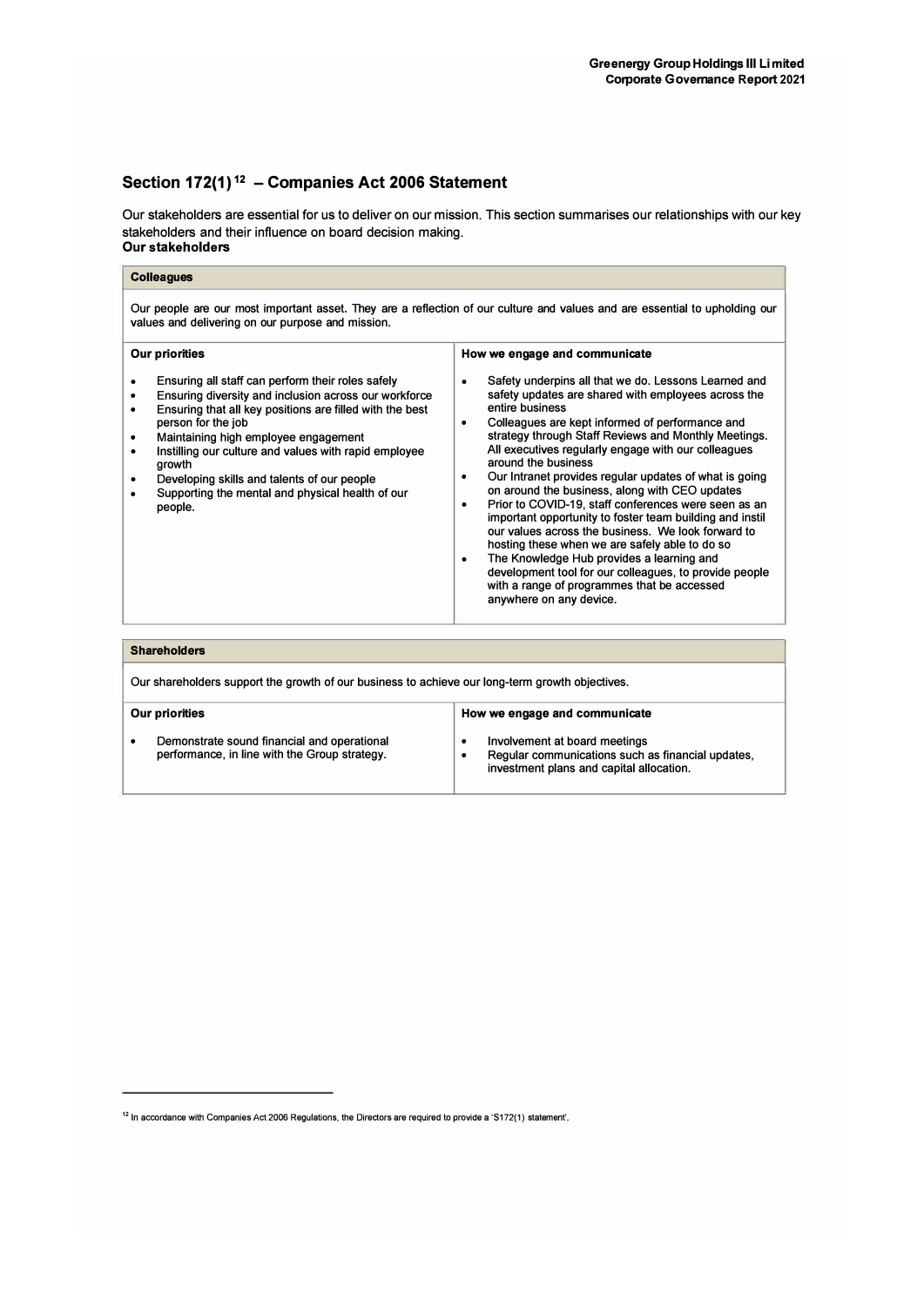## Section 172(1)[12] – Companies Act 2006 Statement

Our stakeholders are essential for us to deliver on our mission. This section summarises our relationships with our key stakeholders and their influence on board decision making.

**Our stakeholders**

### Colleagues

Our people are our most important asset. They are a reflection of our culture and values and are essential to upholding our values and delivering on our purpose and mission.

| Our priorities | How we engage and communicate |
|---|---|
| • Ensuring all staff can perform their roles safely<br>• Ensuring diversity and inclusion across our workforce<br>• Ensuring that all key positions are filled with the best person for the job<br>• Maintaining high employee engagement<br>• Instilling our culture and values with rapid employee growth<br>• Developing skills and talents of our people<br>• Supporting the mental and physical health of our people. | • Safety underpins all that we do. Lessons Learned and safety updates are shared with employees across the entire business<br>• Colleagues are kept informed of performance and strategy through Staff Reviews and Monthly Meetings. All executives regularly engage with our colleagues around the business<br>• Our Intranet provides regular updates of what is going on around the business, along with CEO updates<br>• Prior to COVID-19, staff conferences were seen as an important opportunity to foster team building and instil our values across the business. We look forward to hosting these when we are safely able to do so<br>• The Knowledge Hub provides a learning and development tool for our colleagues, to provide people with a range of programmes that be accessed anywhere on any device. |

### Shareholders

Our shareholders support the growth of our business to achieve our long-term growth objectives.

| Our priorities | How we engage and communicate |
|---|---|
| • Demonstrate sound financial and operational performance, in line with the Group strategy. | • Involvement at board meetings<br>• Regular communications such as financial updates, investment plans and capital allocation. |

[12] In accordance with Companies Act 2006 Regulations, the Directors are required to provide a 'S172(1) statement'.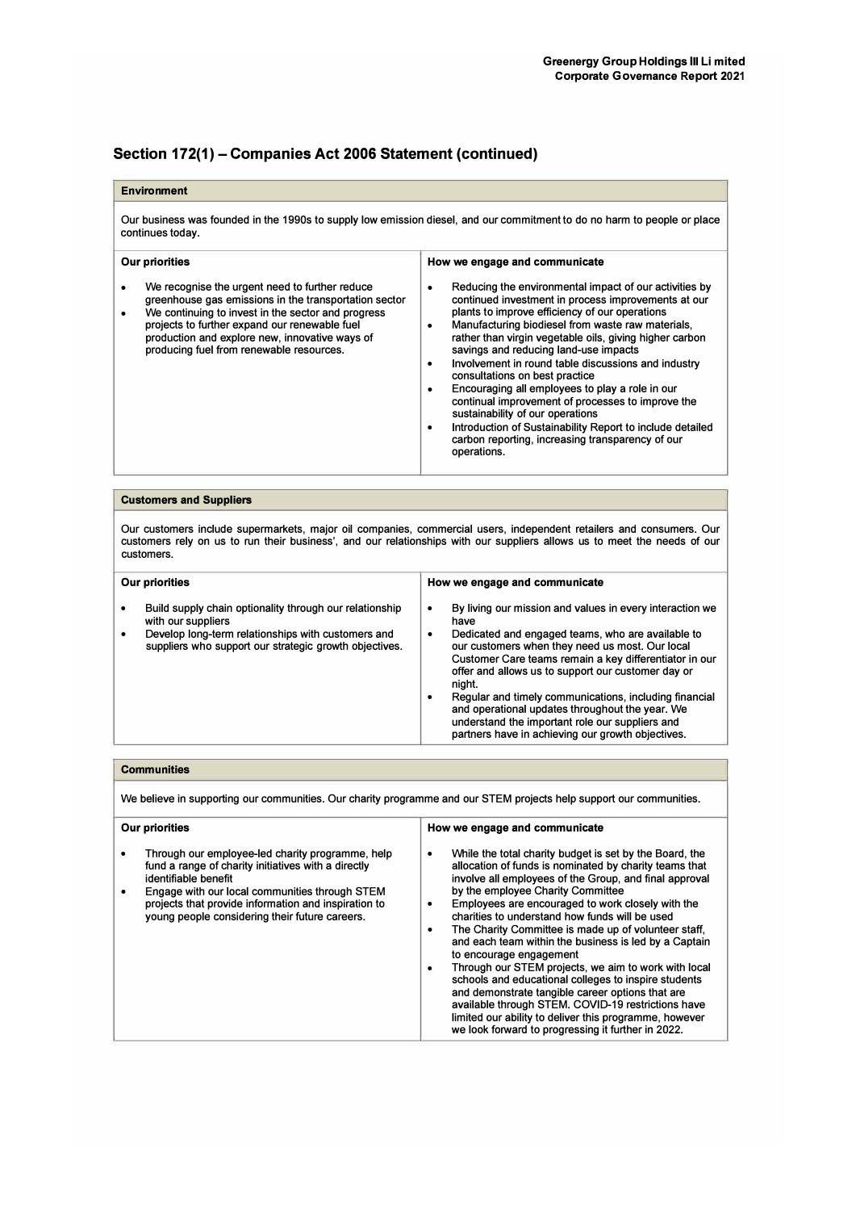## Section 172(1) – Companies Act 2006 Statement (continued)

### Environment

Our business was founded in the 1990s to supply low emission diesel, and our commitment to do no harm to people or place continues today.

| Our priorities | How we engage and communicate |
|---|---|
| • We recognise the urgent need to further reduce greenhouse gas emissions in the transportation sector<br>• We continuing to invest in the sector and progress projects to further expand our renewable fuel production and explore new, innovative ways of producing fuel from renewable resources. | • Reducing the environmental impact of our activities by continued investment in process improvements at our plants to improve efficiency of our operations<br>• Manufacturing biodiesel from waste raw materials, rather than virgin vegetable oils, giving higher carbon savings and reducing land-use impacts<br>• Involvement in round table discussions and industry consultations on best practice<br>• Encouraging all employees to play a role in our continual improvement of processes to improve the sustainability of our operations<br>• Introduction of Sustainability Report to include detailed carbon reporting, increasing transparency of our operations. |

### Customers and Suppliers

Our customers include supermarkets, major oil companies, commercial users, independent retailers and consumers. Our customers rely on us to run their business', and our relationships with our suppliers allows us to meet the needs of our customers.

| Our priorities | How we engage and communicate |
|---|---|
| • Build supply chain optionality through our relationship with our suppliers<br>• Develop long-term relationships with customers and suppliers who support our strategic growth objectives. | • By living our mission and values in every interaction we have<br>• Dedicated and engaged teams, who are available to our customers when they need us most. Our local Customer Care teams remain a key differentiator in our offer and allows us to support our customer day or night.<br>• Regular and timely communications, including financial and operational updates throughout the year. We understand the important role our suppliers and partners have in achieving our growth objectives. |

### Communities

We believe in supporting our communities. Our charity programme and our STEM projects help support our communities.

| Our priorities | How we engage and communicate |
|---|---|
| • Through our employee-led charity programme, help fund a range of charity initiatives with a directly identifiable benefit<br>• Engage with our local communities through STEM projects that provide information and inspiration to young people considering their future careers. | • While the total charity budget is set by the Board, the allocation of funds is nominated by charity teams that involve all employees of the Group, and final approval by the employee Charity Committee<br>• Employees are encouraged to work closely with the charities to understand how funds will be used<br>• The Charity Committee is made up of volunteer staff, and each team within the business is led by a Captain to encourage engagement<br>• Through our STEM projects, we aim to work with local schools and educational colleges to inspire students and demonstrate tangible career options that are available through STEM. COVID-19 restrictions have limited our ability to deliver this programme, however we look forward to progressing it further in 2022. |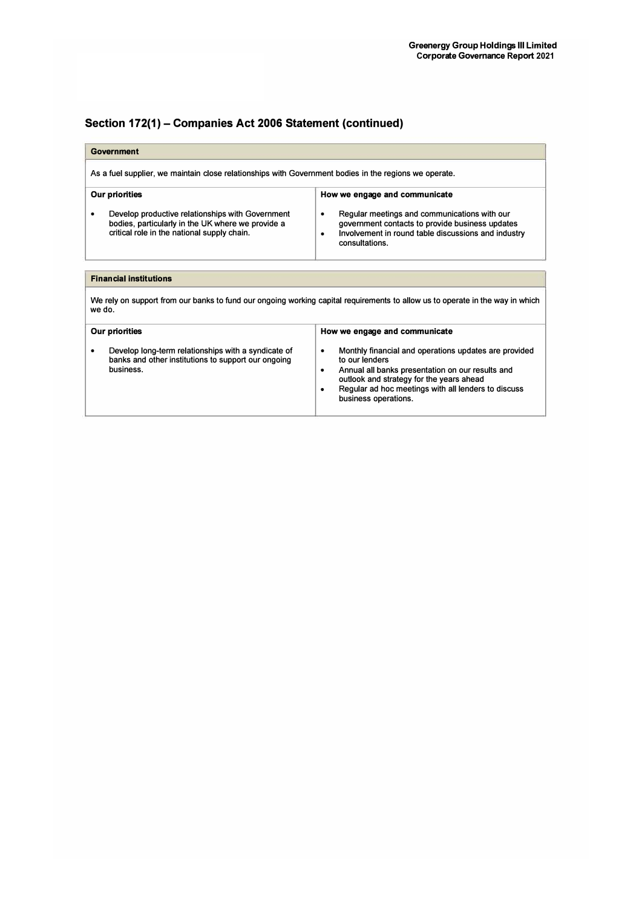## Section 172(1) – Companies Act 2006 Statement (continued)

| Government | |
|---|---|
| As a fuel supplier, we maintain close relationships with Government bodies in the regions we operate. | |
| **Our priorities** | **How we engage and communicate** |
| • Develop productive relationships with Government bodies, particularly in the UK where we provide a critical role in the national supply chain. | • Regular meetings and communications with our government contacts to provide business updates<br>• Involvement in round table discussions and industry consultations. |

| Financial institutions | |
|---|---|
| We rely on support from our banks to fund our ongoing working capital requirements to allow us to operate in the way in which we do. | |
| **Our priorities** | **How we engage and communicate** |
| • Develop long-term relationships with a syndicate of banks and other institutions to support our ongoing business. | • Monthly financial and operations updates are provided to our lenders<br>• Annual all banks presentation on our results and outlook and strategy for the years ahead<br>• Regular ad hoc meetings with all lenders to discuss business operations. |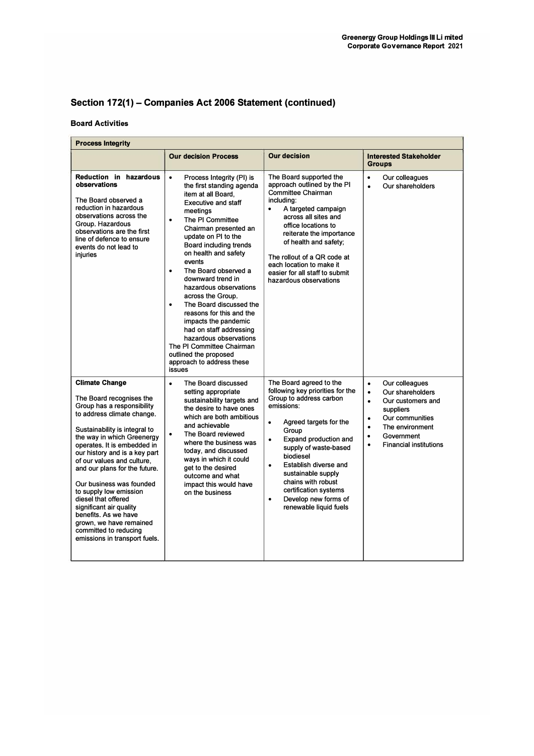## Section 172(1) – Companies Act 2006 Statement (continued)

### Board Activities

| Process Integrity | | | |
|---|---|---|---|
| | **Our decision Process** | **Our decision** | **Interested Stakeholder Groups** |
| **Reduction in hazardous observations**<br><br>The Board observed a reduction in hazardous observations across the Group. Hazardous observations are the first line of defence to ensure events do not lead to injuries | • Process Integrity (PI) is the first standing agenda item at all Board, Executive and staff meetings<br>• The PI Committee Chairman presented an update on PI to the Board including trends on health and safety events<br>• The Board observed a downward trend in hazardous observations across the Group.<br>• The Board discussed the reasons for this and the impacts the pandemic had on staff addressing hazardous observations<br>The PI Committee Chairman outlined the proposed approach to address these issues | The Board supported the approach outlined by the PI Committee Chairman including:<br>• A targeted campaign across all sites and office locations to reiterate the importance of health and safety;<br><br>The rollout of a QR code at each location to make it easier for all staff to submit hazardous observations | • Our colleagues<br>• Our shareholders |
| **Climate Change**<br><br>The Board recognises the Group has a responsibility to address climate change.<br><br>Sustainability is integral to the way in which Greenergy operates. It is embedded in our history and is a key part of our values and culture, and our plans for the future.<br><br>Our business was founded to supply low emission diesel that offered significant air quality benefits. As we have grown, we have remained committed to reducing emissions in transport fuels. | • The Board discussed setting appropriate sustainability targets and the desire to have ones which are both ambitious and achievable<br>• The Board reviewed where the business was today, and discussed ways in which it could get to the desired outcome and what impact this would have on the business | The Board agreed to the following key priorities for the Group to address carbon emissions:<br><br>• Agreed targets for the Group<br>• Expand production and supply of waste-based biodiesel<br>• Establish diverse and sustainable supply chains with robust certification systems<br>• Develop new forms of renewable liquid fuels | • Our colleagues<br>• Our shareholders<br>• Our customers and suppliers<br>• Our communities<br>• The environment<br>• Government<br>• Financial institutions |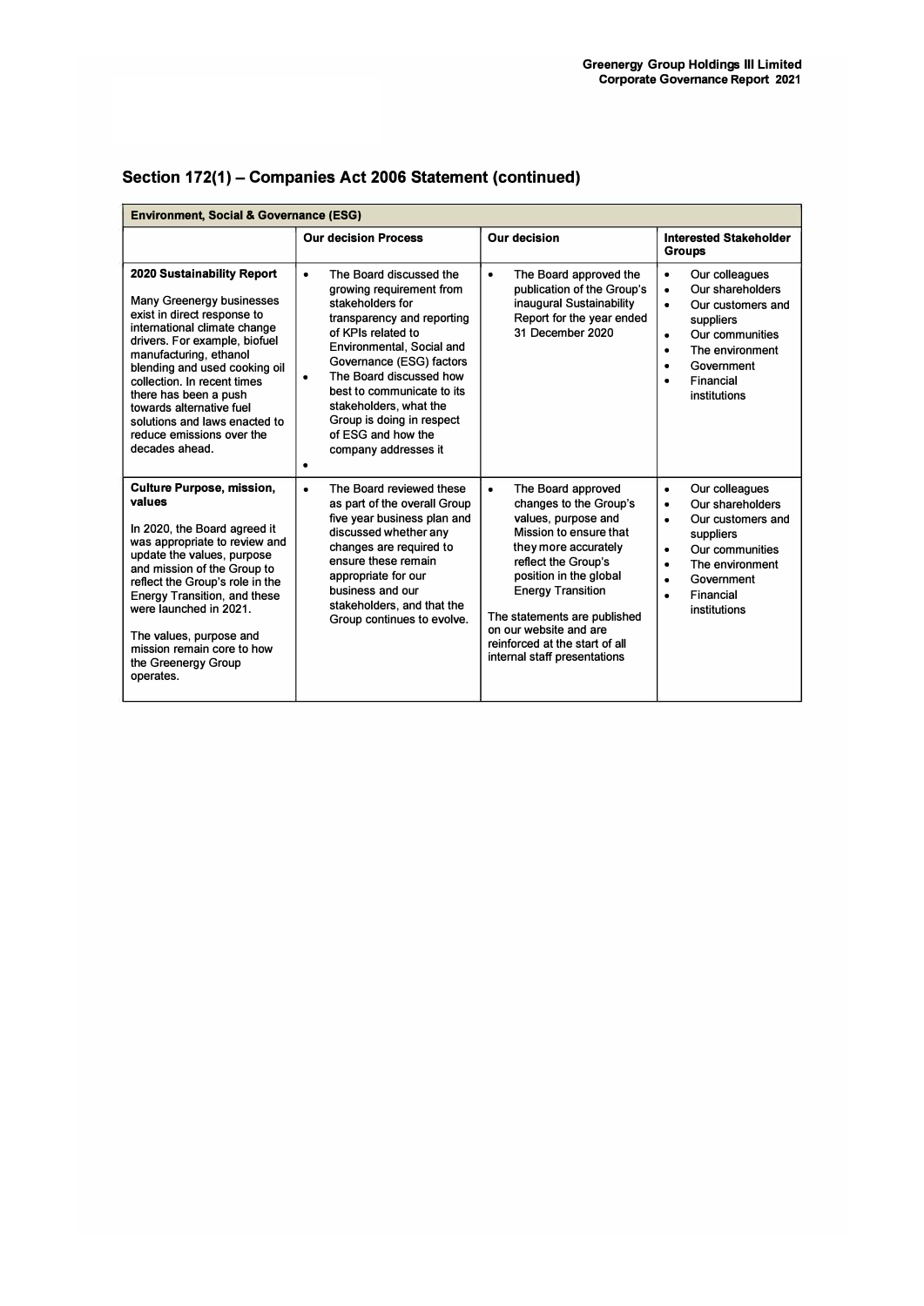## Section 172(1) – Companies Act 2006 Statement (continued)

| Environment, Social & Governance (ESG) | | | |
|---|---|---|---|
| | **Our decision Process** | **Our decision** | **Interested Stakeholder Groups** |
| **2020 Sustainability Report**<br><br>Many Greenergy businesses exist in direct response to international climate change drivers. For example, biofuel manufacturing, ethanol blending and used cooking oil collection. In recent times there has been a push towards alternative fuel solutions and laws enacted to reduce emissions over the decades ahead. | • The Board discussed the growing requirement from stakeholders for transparency and reporting of KPIs related to Environmental, Social and Governance (ESG) factors<br>• The Board discussed how best to communicate to its stakeholders, what the Group is doing in respect of ESG and how the company addresses it<br>• | • The Board approved the publication of the Group's inaugural Sustainability Report for the year ended 31 December 2020 | • Our colleagues<br>• Our shareholders<br>• Our customers and suppliers<br>• Our communities<br>• The environment<br>• Government<br>• Financial institutions |
| **Culture Purpose, mission, values**<br><br>In 2020, the Board agreed it was appropriate to review and update the values, purpose and mission of the Group to reflect the Group's role in the Energy Transition, and these were launched in 2021.<br><br>The values, purpose and mission remain core to how the Greenergy Group operates. | • The Board reviewed these as part of the overall Group five year business plan and discussed whether any changes are required to ensure these remain appropriate for our business and our stakeholders, and that the Group continues to evolve. | • The Board approved changes to the Group's values, purpose and Mission to ensure that they more accurately reflect the Group's position in the global Energy Transition<br><br>The statements are published on our website and are reinforced at the start of all internal staff presentations | • Our colleagues<br>• Our shareholders<br>• Our customers and suppliers<br>• Our communities<br>• The environment<br>• Government<br>• Financial institutions |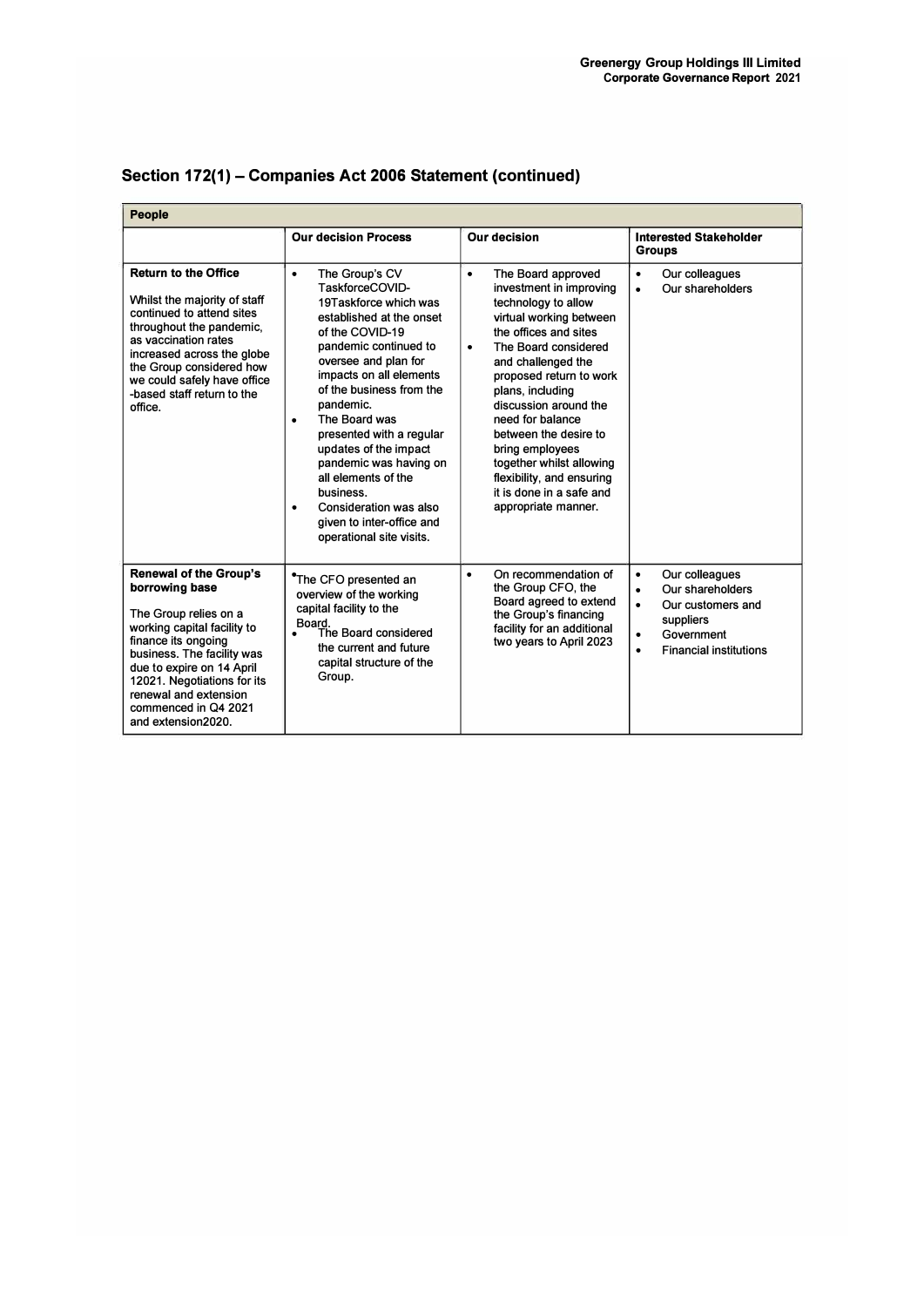## Section 172(1) – Companies Act 2006 Statement (continued)

| People | | | |
|---|---|---|---|
| | **Our decision Process** | **Our decision** | **Interested Stakeholder Groups** |
| **Return to the Office**<br><br>Whilst the majority of staff continued to attend sites throughout the pandemic, as vaccination rates increased across the globe the Group considered how we could safely have office -based staff return to the office. | • The Group's CV TaskforceCOVID-19Taskforce which was established at the onset of the COVID-19 pandemic continued to oversee and plan for impacts on all elements of the business from the pandemic.<br>• The Board was presented with a regular updates of the impact pandemic was having on all elements of the business.<br>• Consideration was also given to inter-office and operational site visits. | • The Board approved investment in improving technology to allow virtual working between the offices and sites<br>• The Board considered and challenged the proposed return to work plans, including discussion around the need for balance between the desire to bring employees together whilst allowing flexibility, and ensuring it is done in a safe and appropriate manner. | • Our colleagues<br>• Our shareholders |
| **Renewal of the Group's borrowing base**<br><br>The Group relies on a working capital facility to finance its ongoing business. The facility was due to expire on 14 April 12021. Negotiations for its renewal and extension commenced in Q4 2021 and extension2020. | • The CFO presented an overview of the working capital facility to the Board.<br>• The Board considered the current and future capital structure of the Group. | • On recommendation of the Group CFO, the Board agreed to extend the Group's financing facility for an additional two years to April 2023 | • Our colleagues<br>• Our shareholders<br>• Our customers and suppliers<br>• Government<br>• Financial institutions |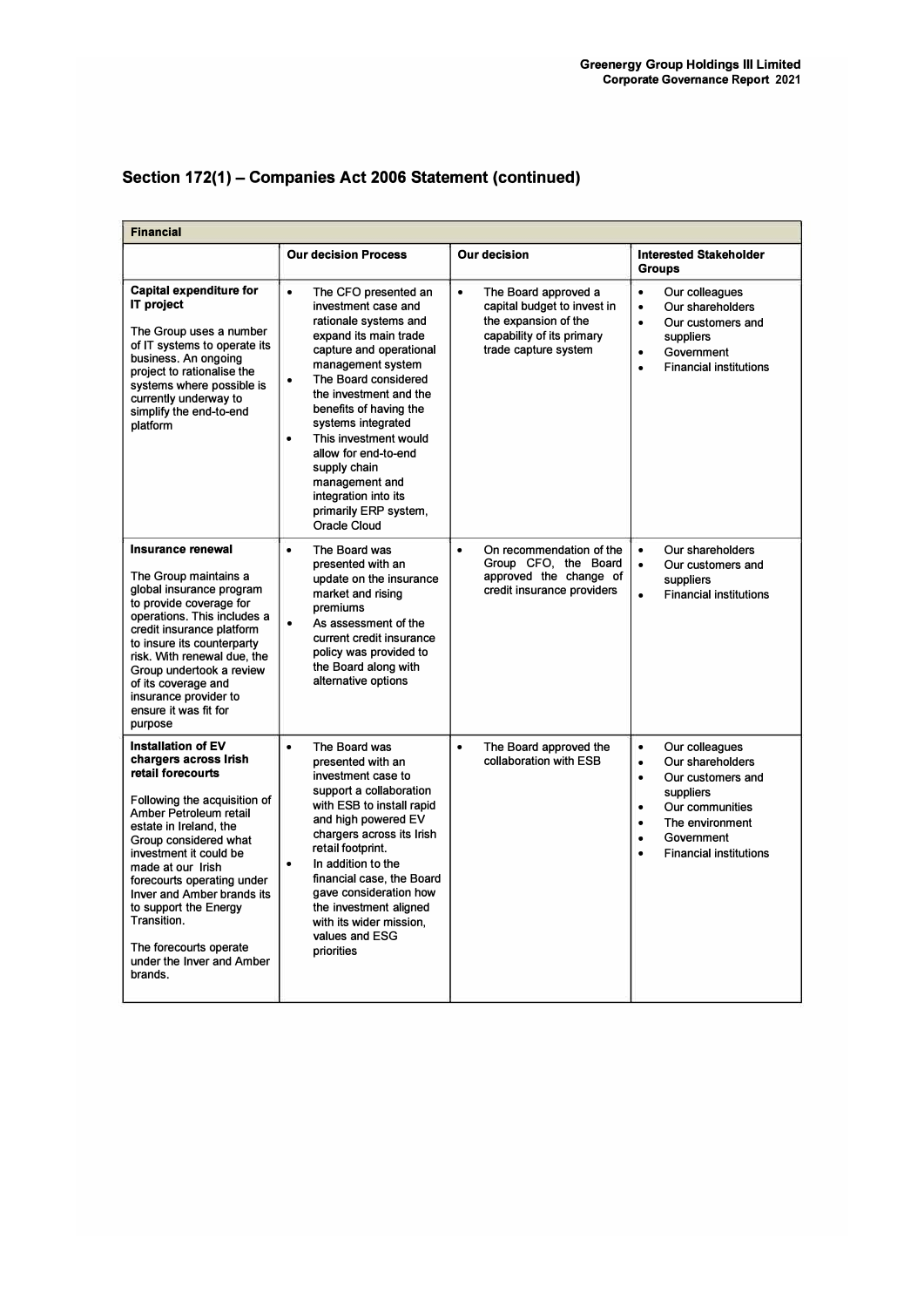## Section 172(1) – Companies Act 2006 Statement (continued)

| **Financial** | | | |
|---|---|---|---|
| | **Our decision Process** | **Our decision** | **Interested Stakeholder Groups** |
| **Capital expenditure for IT project**<br><br>The Group uses a number of IT systems to operate its business. An ongoing project to rationalise the systems where possible is currently underway to simplify the end-to-end platform | • The CFO presented an investment case and rationale systems and expand its main trade capture and operational management system<br>• The Board considered the investment and the benefits of having the systems integrated<br>• This investment would allow for end-to-end supply chain management and integration into its primarily ERP system, Oracle Cloud | • The Board approved a capital budget to invest in the expansion of the capability of its primary trade capture system | • Our colleagues<br>• Our shareholders<br>• Our customers and suppliers<br>• Government<br>• Financial institutions |
| **Insurance renewal**<br><br>The Group maintains a global insurance program to provide coverage for operations. This includes a credit insurance platform to insure its counterparty risk. With renewal due, the Group undertook a review of its coverage and insurance provider to ensure it was fit for purpose | • The Board was presented with an update on the insurance market and rising premiums<br>• As assessment of the current credit insurance policy was provided to the Board along with alternative options | • On recommendation of the Group CFO, the Board approved the change of credit insurance providers | • Our shareholders<br>• Our customers and suppliers<br>• Financial institutions |
| **Installation of EV chargers across Irish retail forecourts**<br><br>Following the acquisition of Amber Petroleum retail estate in Ireland, the Group considered what investment it could be made at our Irish forecourts operating under Inver and Amber brands its to support the Energy Transition.<br><br>The forecourts operate under the Inver and Amber brands. | • The Board was presented with an investment case to support a collaboration with ESB to install rapid and high powered EV chargers across its Irish retail footprint.<br>• In addition to the financial case, the Board gave consideration how the investment aligned with its wider mission, values and ESG priorities | • The Board approved the collaboration with ESB | • Our colleagues<br>• Our shareholders<br>• Our customers and suppliers<br>• Our communities<br>• The environment<br>• Government<br>• Financial institutions |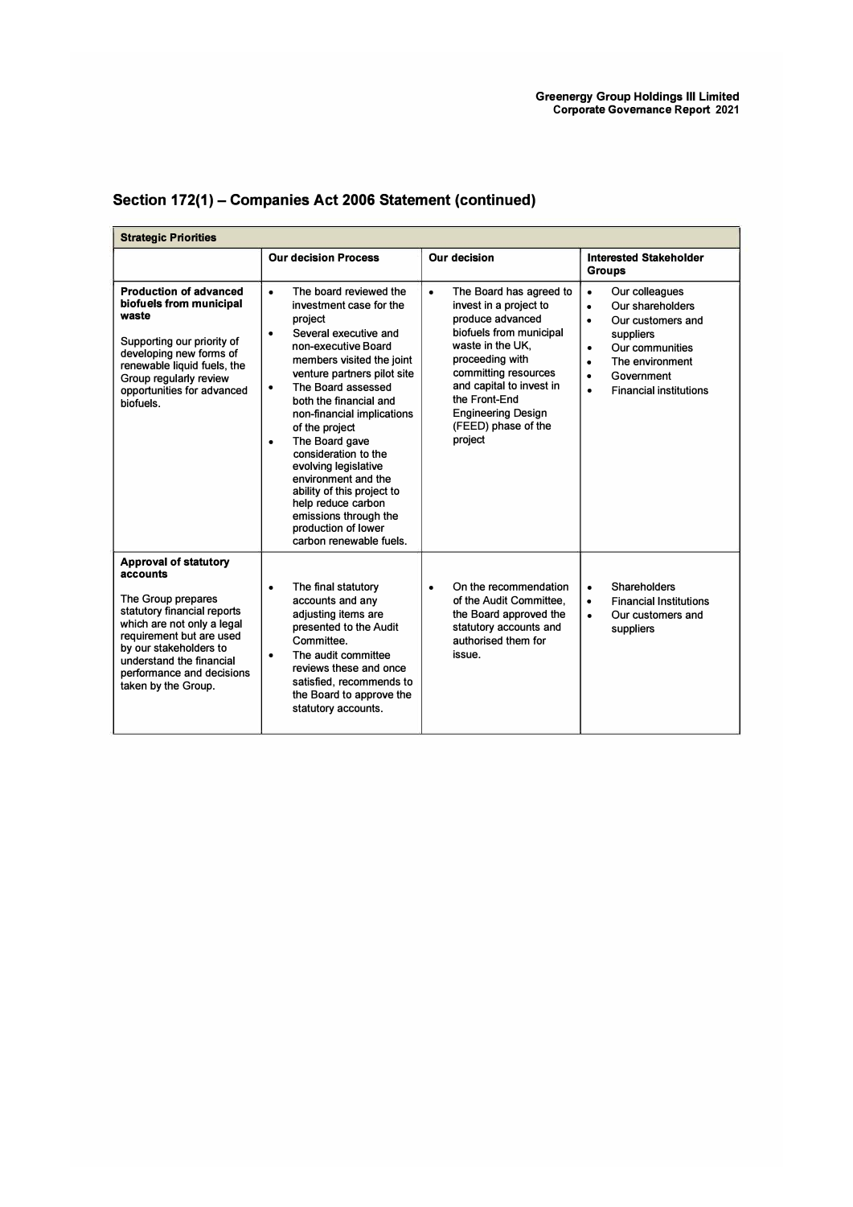## Section 172(1) – Companies Act 2006 Statement (continued)

| Strategic Priorities | | | |
|---|---|---|---|
| | **Our decision Process** | **Our decision** | **Interested Stakeholder Groups** |
| **Production of advanced biofuels from municipal waste**<br><br>Supporting our priority of developing new forms of renewable liquid fuels, the Group regularly review opportunities for advanced biofuels. | • The board reviewed the investment case for the project<br>• Several executive and non-executive Board members visited the joint venture partners pilot site<br>• The Board assessed both the financial and non-financial implications of the project<br>• The Board gave consideration to the evolving legislative environment and the ability of this project to help reduce carbon emissions through the production of lower carbon renewable fuels. | • The Board has agreed to invest in a project to produce advanced biofuels from municipal waste in the UK, proceeding with committing resources and capital to invest in the Front-End Engineering Design (FEED) phase of the project | • Our colleagues<br>• Our shareholders<br>• Our customers and suppliers<br>• Our communities<br>• The environment<br>• Government<br>• Financial institutions |
| **Approval of statutory accounts**<br><br>The Group prepares statutory financial reports which are not only a legal requirement but are used by our stakeholders to understand the financial performance and decisions taken by the Group. | • The final statutory accounts and any adjusting items are presented to the Audit Committee.<br>• The audit committee reviews these and once satisfied, recommends to the Board to approve the statutory accounts. | • On the recommendation of the Audit Committee, the Board approved the statutory accounts and authorised them for issue. | • Shareholders<br>• Financial Institutions<br>• Our customers and suppliers |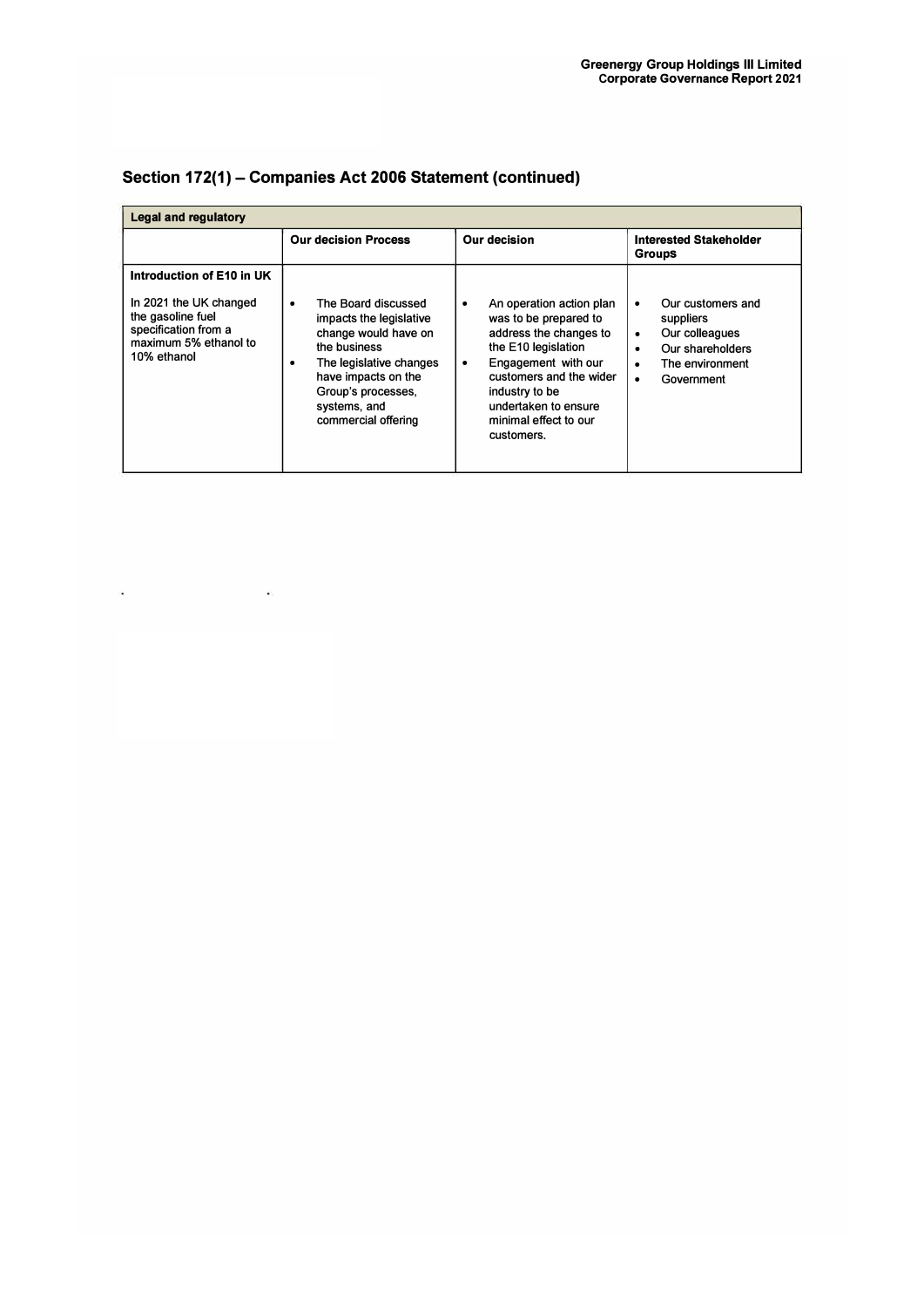## Section 172(1) – Companies Act 2006 Statement (continued)

| Legal and regulatory | | | |
|---|---|---|---|
| | **Our decision Process** | **Our decision** | **Interested Stakeholder Groups** |
| **Introduction of E10 in UK**<br><br>In 2021 the UK changed the gasoline fuel specification from a maximum 5% ethanol to 10% ethanol | • The Board discussed impacts the legislative change would have on the business<br>• The legislative changes have impacts on the Group's processes, systems, and commercial offering | • An operation action plan was to be prepared to address the changes to the E10 legislation<br>• Engagement with our customers and the wider industry to be undertaken to ensure minimal effect to our customers. | • Our customers and suppliers<br>• Our colleagues<br>• Our shareholders<br>• The environment<br>• Government |